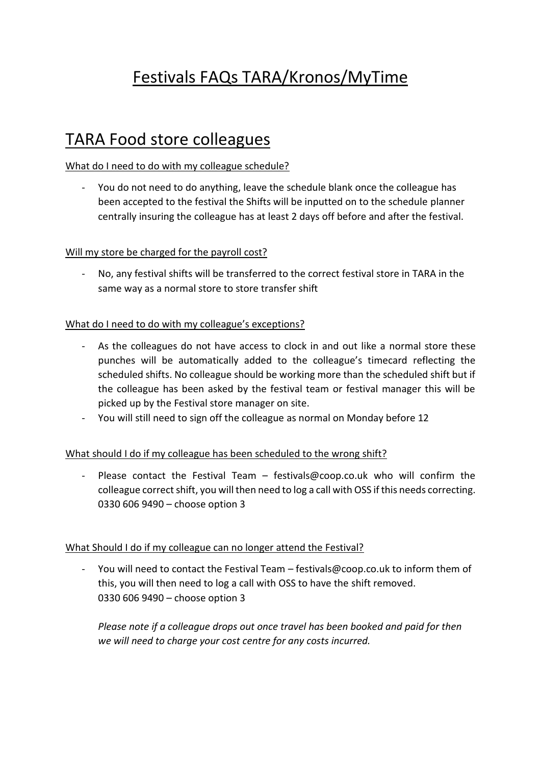# Festivals FAQs TARA/Kronos/MyTime

## TARA Food store colleagues

What do I need to do with my colleague schedule?

- You do not need to do anything, leave the schedule blank once the colleague has been accepted to the festival the Shifts will be inputted on to the schedule planner centrally insuring the colleague has at least 2 days off before and after the festival.

Will my store be charged for the payroll cost?

- No, any festival shifts will be transferred to the correct festival store in TARA in the same way as a normal store to store transfer shift

What do I need to do with my colleague's exceptions?

- As the colleagues do not have access to clock in and out like a normal store these punches will be automatically added to the colleague's timecard reflecting the scheduled shifts. No colleague should be working more than the scheduled shift but if the colleague has been asked by the festival team or festival manager this will be picked up by the Festival store manager on site.
- You will still need to sign off the colleague as normal on Monday before 12

What should I do if my colleague has been scheduled to the wrong shift?

- Please contact the Festival Team – festivals@coop.co.uk who will confirm the colleague correct shift, you will then need to log a call with OSS if this needs correcting. 0330 606 9490 – choose option 3

What Should I do if my colleague can no longer attend the Festival?

- You will need to contact the Festival Team – festivals@coop.co.uk to inform them of this, you will then need to log a call with OSS to have the shift removed. 0330 606 9490 – choose option 3

  *Please note if a colleague drops out once travel has been booked and paid for then we will need to charge your cost centre for any costs incurred.*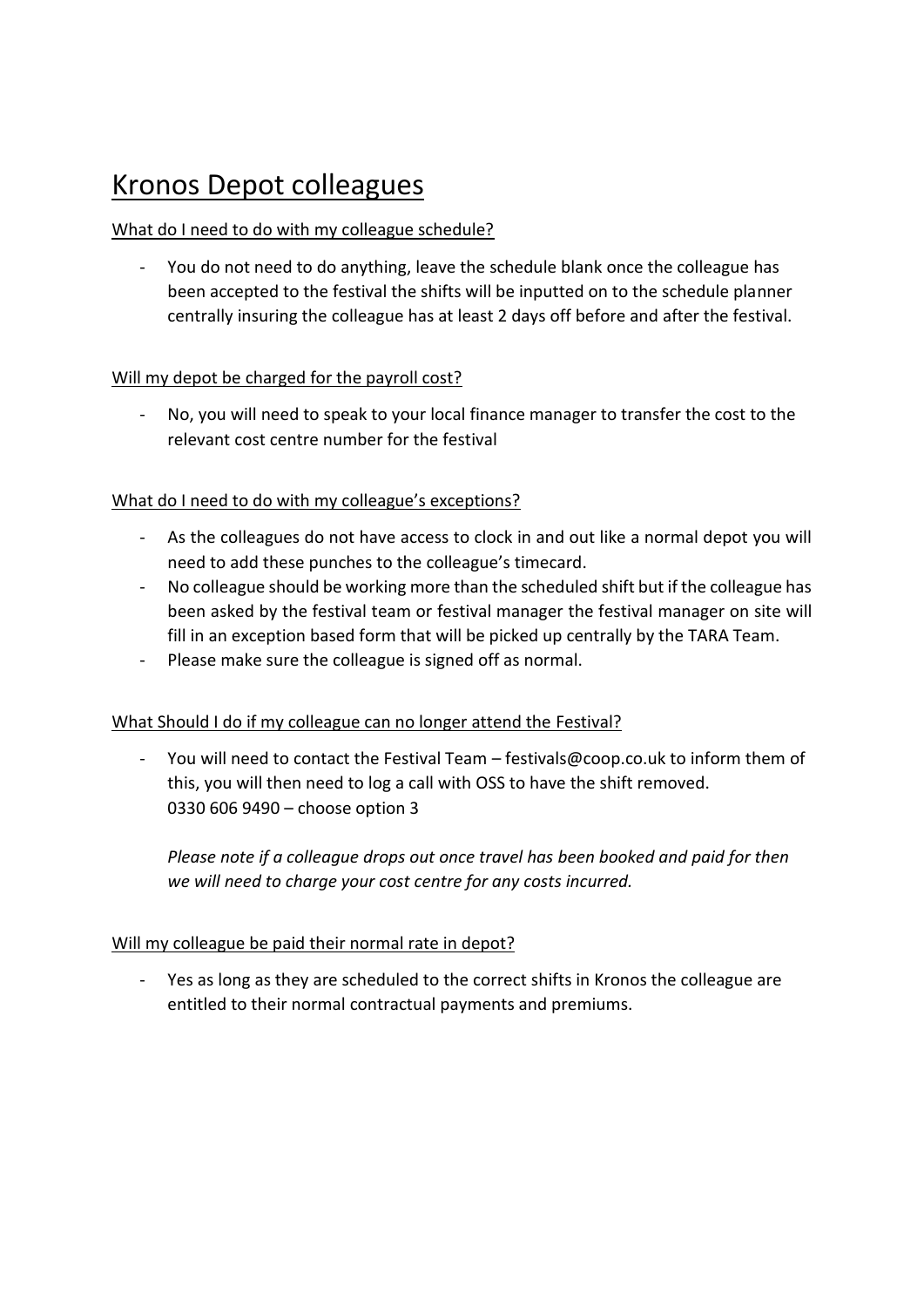# Kronos Depot colleagues

What do I need to do with my colleague schedule?

- You do not need to do anything, leave the schedule blank once the colleague has been accepted to the festival the shifts will be inputted on to the schedule planner centrally insuring the colleague has at least 2 days off before and after the festival.

Will my depot be charged for the payroll cost?

- No, you will need to speak to your local finance manager to transfer the cost to the relevant cost centre number for the festival

What do I need to do with my colleague's exceptions?

- As the colleagues do not have access to clock in and out like a normal depot you will need to add these punches to the colleague's timecard.
- No colleague should be working more than the scheduled shift but if the colleague has been asked by the festival team or festival manager the festival manager on site will fill in an exception based form that will be picked up centrally by the TARA Team.
- Please make sure the colleague is signed off as normal.

What Should I do if my colleague can no longer attend the Festival?

- You will need to contact the Festival Team – festivals@coop.co.uk to inform them of this, you will then need to log a call with OSS to have the shift removed. 0330 606 9490 – choose option 3

  *Please note if a colleague drops out once travel has been booked and paid for then we will need to charge your cost centre for any costs incurred.*

Will my colleague be paid their normal rate in depot?

- Yes as long as they are scheduled to the correct shifts in Kronos the colleague are entitled to their normal contractual payments and premiums.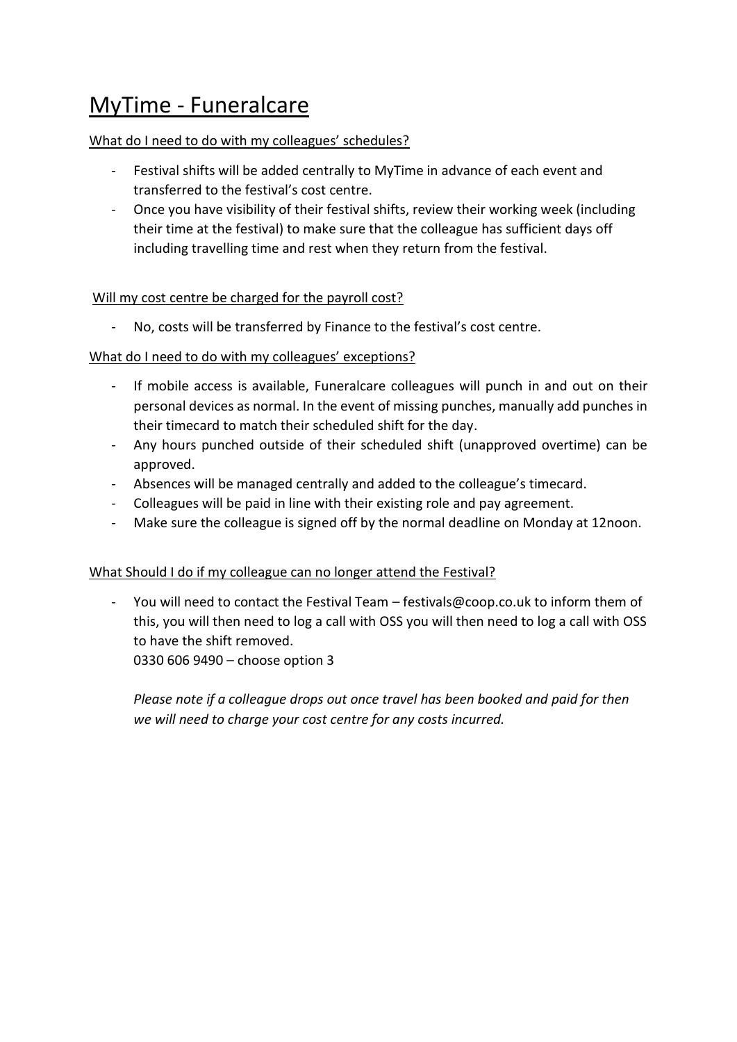# MyTime - Funeralcare

What do I need to do with my colleagues' schedules?

- Festival shifts will be added centrally to MyTime in advance of each event and transferred to the festival's cost centre.
- Once you have visibility of their festival shifts, review their working week (including their time at the festival) to make sure that the colleague has sufficient days off including travelling time and rest when they return from the festival.

Will my cost centre be charged for the payroll cost?

- No, costs will be transferred by Finance to the festival's cost centre.

What do I need to do with my colleagues' exceptions?

- If mobile access is available, Funeralcare colleagues will punch in and out on their personal devices as normal. In the event of missing punches, manually add punches in their timecard to match their scheduled shift for the day.
- Any hours punched outside of their scheduled shift (unapproved overtime) can be approved.
- Absences will be managed centrally and added to the colleague's timecard.
- Colleagues will be paid in line with their existing role and pay agreement.
- Make sure the colleague is signed off by the normal deadline on Monday at 12noon.

What Should I do if my colleague can no longer attend the Festival?

- You will need to contact the Festival Team – festivals@coop.co.uk to inform them of this, you will then need to log a call with OSS you will then need to log a call with OSS to have the shift removed.
  0330 606 9490 – choose option 3

  *Please note if a colleague drops out once travel has been booked and paid for then we will need to charge your cost centre for any costs incurred.*